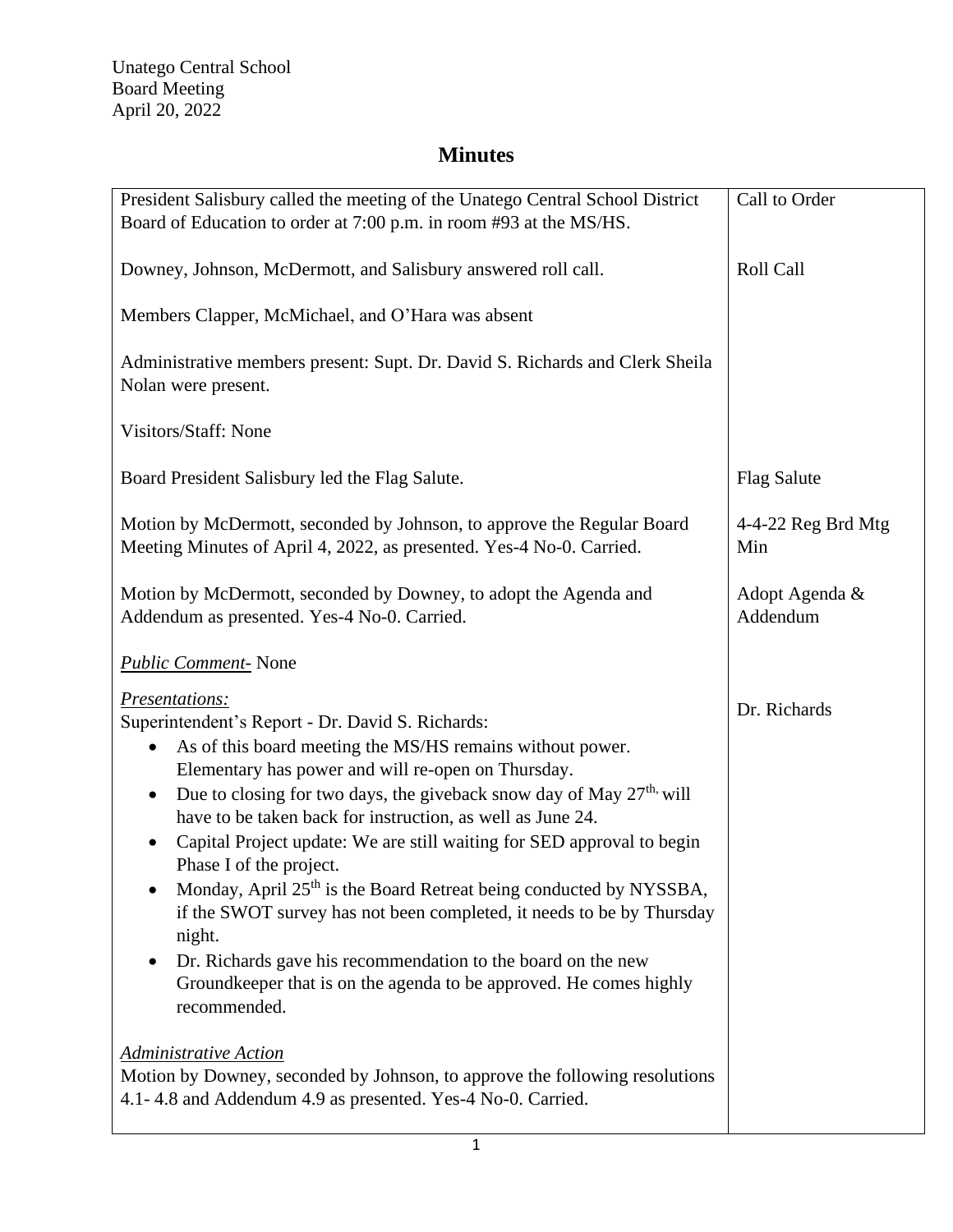Unatego Central School
Board Meeting
April 20, 2022

# Minutes

| | |
|---|---|
| President Salisbury called the meeting of the Unatego Central School District Board of Education to order at 7:00 p.m. in room #93 at the MS/HS. | Call to Order |
| Downey, Johnson, McDermott, and Salisbury answered roll call. | Roll Call |
| Members Clapper, McMichael, and O'Hara was absent | |
| Administrative members present: Supt. Dr. David S. Richards and Clerk Sheila Nolan were present. | |
| Visitors/Staff: None | |
| Board President Salisbury led the Flag Salute. | Flag Salute |
| Motion by McDermott, seconded by Johnson, to approve the Regular Board Meeting Minutes of April 4, 2022, as presented. Yes-4 No-0. Carried. | 4-4-22 Reg Brd Mtg Min |
| Motion by McDermott, seconded by Downey, to adopt the Agenda and Addendum as presented. Yes-4 No-0. Carried. | Adopt Agenda & Addendum |
| *Public Comment-* None | |
| *Presentations:*<br>Superintendent's Report - Dr. David S. Richards:<br>• As of this board meeting the MS/HS remains without power. Elementary has power and will re-open on Thursday.<br>• Due to closing for two days, the giveback snow day of May 27th, will have to be taken back for instruction, as well as June 24.<br>• Capital Project update: We are still waiting for SED approval to begin Phase I of the project.<br>• Monday, April 25th is the Board Retreat being conducted by NYSSBA, if the SWOT survey has not been completed, it needs to be by Thursday night.<br>• Dr. Richards gave his recommendation to the board on the new Groundkeeper that is on the agenda to be approved. He comes highly recommended. | Dr. Richards |
| *Administrative Action*<br>Motion by Downey, seconded by Johnson, to approve the following resolutions 4.1- 4.8 and Addendum 4.9 as presented. Yes-4 No-0. Carried. | |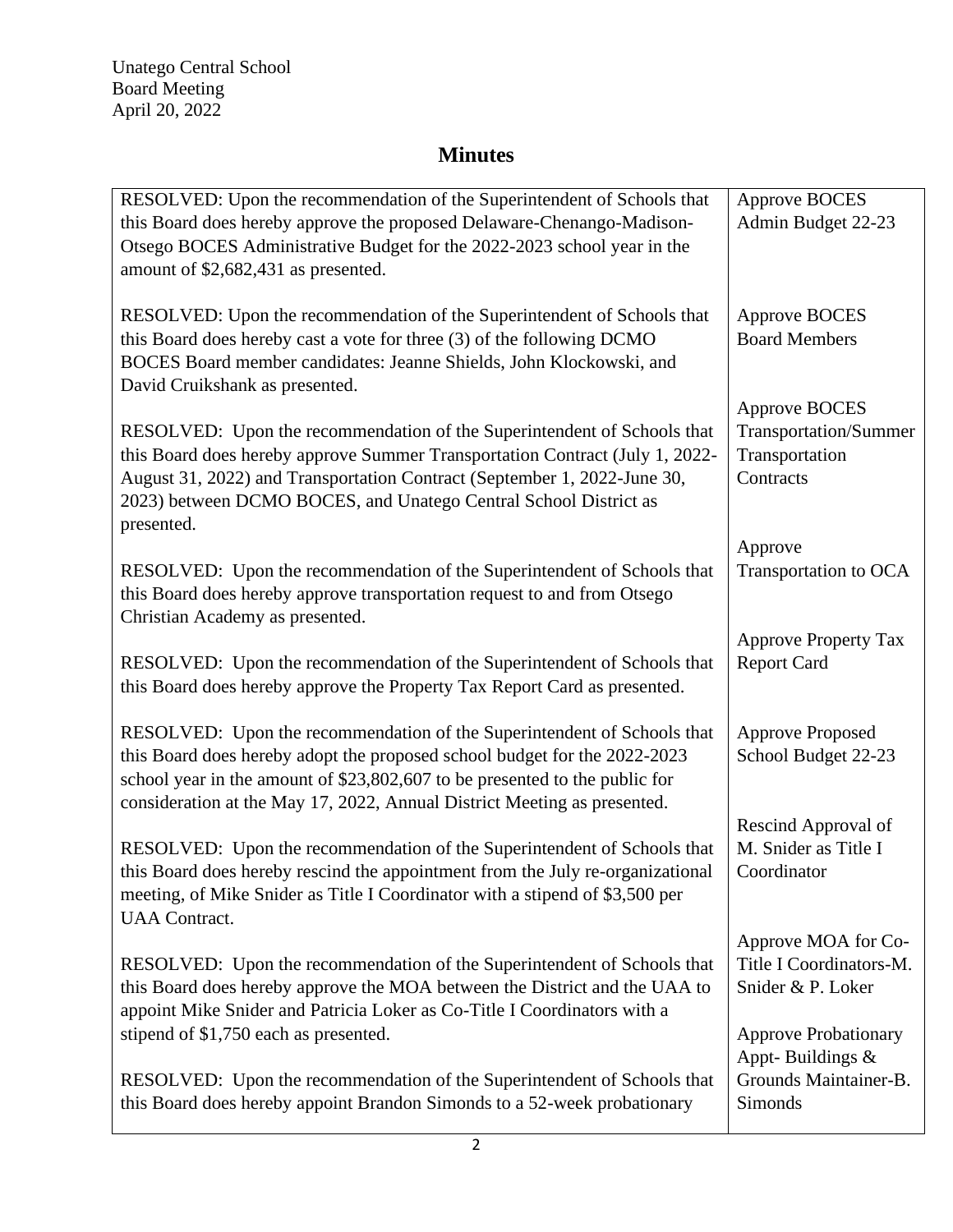Unatego Central School
Board Meeting
April 20, 2022

# Minutes

| | |
|---|---|
| RESOLVED: Upon the recommendation of the Superintendent of Schools that this Board does hereby approve the proposed Delaware-Chenango-Madison-Otsego BOCES Administrative Budget for the 2022-2023 school year in the amount of $2,682,431 as presented. | Approve BOCES Admin Budget 22-23 |
| RESOLVED: Upon the recommendation of the Superintendent of Schools that this Board does hereby cast a vote for three (3) of the following DCMO BOCES Board member candidates: Jeanne Shields, John Klockowski, and David Cruikshank as presented. | Approve BOCES Board Members |
| RESOLVED: Upon the recommendation of the Superintendent of Schools that this Board does hereby approve Summer Transportation Contract (July 1, 2022-August 31, 2022) and Transportation Contract (September 1, 2022-June 30, 2023) between DCMO BOCES, and Unatego Central School District as presented. | Approve BOCES Transportation/Summer Transportation Contracts |
| RESOLVED: Upon the recommendation of the Superintendent of Schools that this Board does hereby approve transportation request to and from Otsego Christian Academy as presented. | Approve Transportation to OCA |
| RESOLVED: Upon the recommendation of the Superintendent of Schools that this Board does hereby approve the Property Tax Report Card as presented. | Approve Property Tax Report Card |
| RESOLVED: Upon the recommendation of the Superintendent of Schools that this Board does hereby adopt the proposed school budget for the 2022-2023 school year in the amount of $23,802,607 to be presented to the public for consideration at the May 17, 2022, Annual District Meeting as presented. | Approve Proposed School Budget 22-23 |
| RESOLVED: Upon the recommendation of the Superintendent of Schools that this Board does hereby rescind the appointment from the July re-organizational meeting, of Mike Snider as Title I Coordinator with a stipend of $3,500 per UAA Contract. | Rescind Approval of M. Snider as Title I Coordinator |
| RESOLVED: Upon the recommendation of the Superintendent of Schools that this Board does hereby approve the MOA between the District and the UAA to appoint Mike Snider and Patricia Loker as Co-Title I Coordinators with a stipend of $1,750 each as presented. | Approve MOA for Co-Title I Coordinators-M. Snider & P. Loker |
| RESOLVED: Upon the recommendation of the Superintendent of Schools that this Board does hereby appoint Brandon Simonds to a 52-week probationary | Approve Probationary Appt- Buildings & Grounds Maintainer-B. Simonds |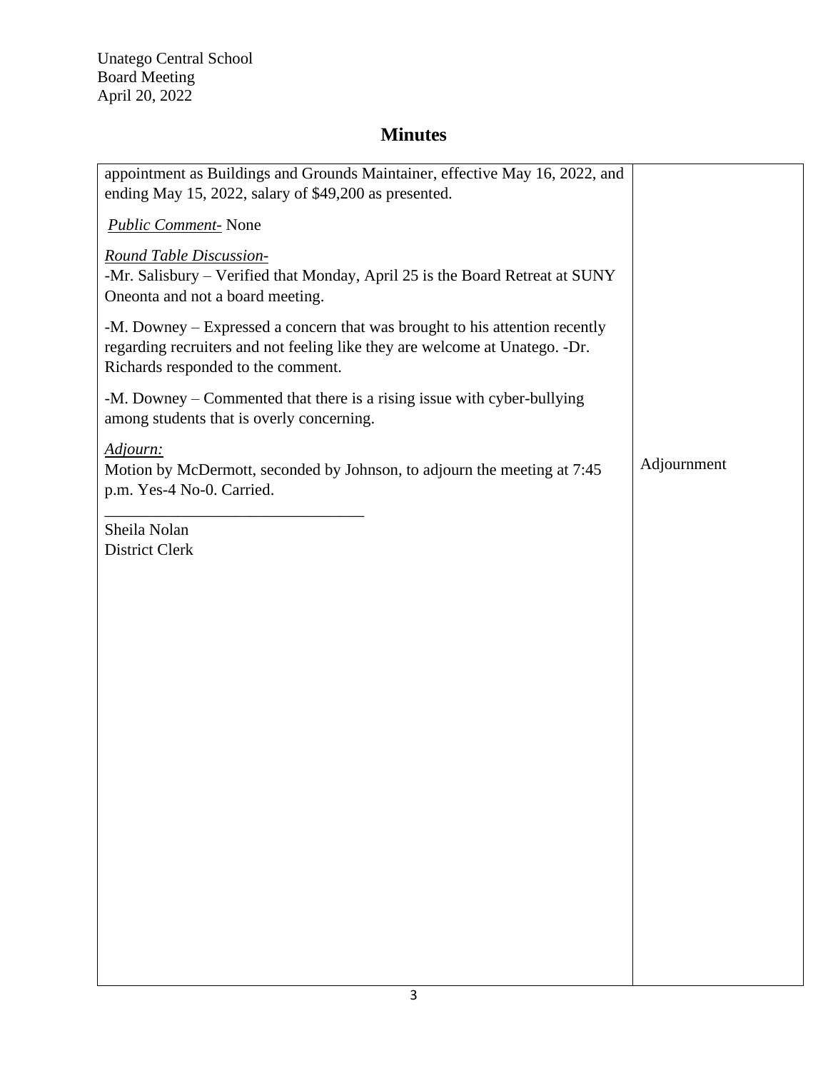Unatego Central School
Board Meeting
April 20, 2022

# Minutes

| | |
|---|---|
| appointment as Buildings and Grounds Maintainer, effective May 16, 2022, and ending May 15, 2022, salary of $49,200 as presented.<br><br>*Public Comment-* None<br><br>*Round Table Discussion-*<br>-Mr. Salisbury – Verified that Monday, April 25 is the Board Retreat at SUNY Oneonta and not a board meeting.<br><br>-M. Downey – Expressed a concern that was brought to his attention recently regarding recruiters and not feeling like they are welcome at Unatego. -Dr. Richards responded to the comment.<br><br>-M. Downey – Commented that there is a rising issue with cyber-bullying among students that is overly concerning.<br><br>*Adjourn:*<br>Motion by McDermott, seconded by Johnson, to adjourn the meeting at 7:45 p.m. Yes-4 No-0. Carried.<br><br>\_\_\_\_\_\_\_\_\_\_\_\_\_\_\_\_\_\_\_\_\_\_\_\_\_\_\_\_\_\_\_\_<br>Sheila Nolan<br>District Clerk | Adjournment |